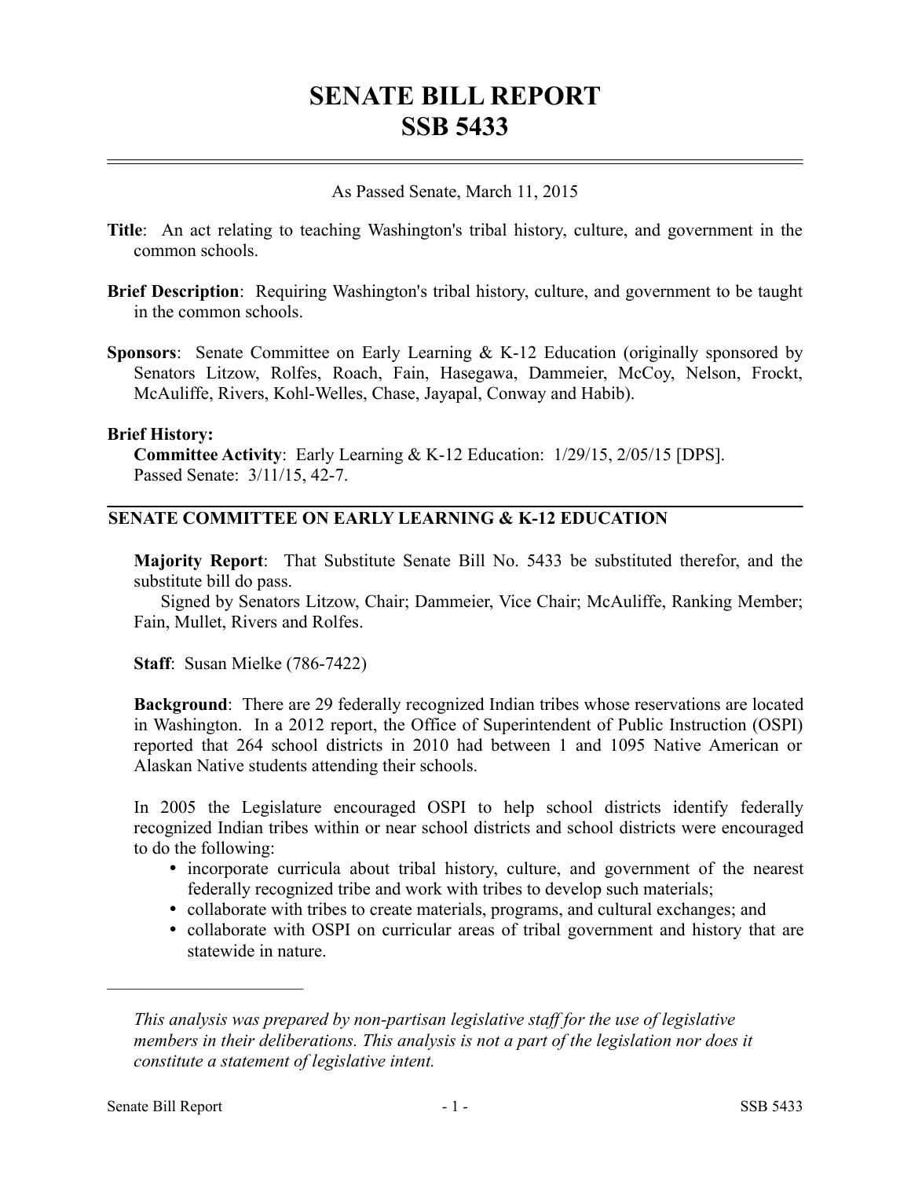# SENATE BILL REPORT
# SSB 5433

As Passed Senate, March 11, 2015

**Title**: An act relating to teaching Washington's tribal history, culture, and government in the common schools.

**Brief Description**: Requiring Washington's tribal history, culture, and government to be taught in the common schools.

**Sponsors**: Senate Committee on Early Learning & K-12 Education (originally sponsored by Senators Litzow, Rolfes, Roach, Fain, Hasegawa, Dammeier, McCoy, Nelson, Frockt, McAuliffe, Rivers, Kohl-Welles, Chase, Jayapal, Conway and Habib).

**Brief History:**
**Committee Activity**: Early Learning & K-12 Education: 1/29/15, 2/05/15 [DPS].
Passed Senate: 3/11/15, 42-7.

## SENATE COMMITTEE ON EARLY LEARNING & K-12 EDUCATION

**Majority Report**: That Substitute Senate Bill No. 5433 be substituted therefor, and the substitute bill do pass.
Signed by Senators Litzow, Chair; Dammeier, Vice Chair; McAuliffe, Ranking Member; Fain, Mullet, Rivers and Rolfes.

**Staff**: Susan Mielke (786-7422)

**Background**: There are 29 federally recognized Indian tribes whose reservations are located in Washington. In a 2012 report, the Office of Superintendent of Public Instruction (OSPI) reported that 264 school districts in 2010 had between 1 and 1095 Native American or Alaskan Native students attending their schools.

In 2005 the Legislature encouraged OSPI to help school districts identify federally recognized Indian tribes within or near school districts and school districts were encouraged to do the following:

- incorporate curricula about tribal history, culture, and government of the nearest federally recognized tribe and work with tribes to develop such materials;
- collaborate with tribes to create materials, programs, and cultural exchanges; and
- collaborate with OSPI on curricular areas of tribal government and history that are statewide in nature.

---

*This analysis was prepared by non-partisan legislative staff for the use of legislative members in their deliberations. This analysis is not a part of the legislation nor does it constitute a statement of legislative intent.*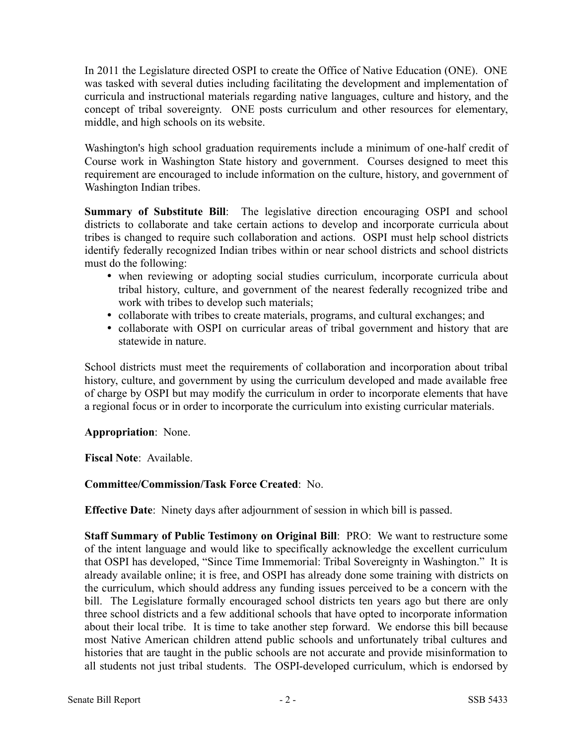In 2011 the Legislature directed OSPI to create the Office of Native Education (ONE). ONE was tasked with several duties including facilitating the development and implementation of curricula and instructional materials regarding native languages, culture and history, and the concept of tribal sovereignty. ONE posts curriculum and other resources for elementary, middle, and high schools on its website.

Washington's high school graduation requirements include a minimum of one-half credit of Course work in Washington State history and government. Courses designed to meet this requirement are encouraged to include information on the culture, history, and government of Washington Indian tribes.

**Summary of Substitute Bill**: The legislative direction encouraging OSPI and school districts to collaborate and take certain actions to develop and incorporate curricula about tribes is changed to require such collaboration and actions. OSPI must help school districts identify federally recognized Indian tribes within or near school districts and school districts must do the following:

- when reviewing or adopting social studies curriculum, incorporate curricula about tribal history, culture, and government of the nearest federally recognized tribe and work with tribes to develop such materials;
- collaborate with tribes to create materials, programs, and cultural exchanges; and
- collaborate with OSPI on curricular areas of tribal government and history that are statewide in nature.

School districts must meet the requirements of collaboration and incorporation about tribal history, culture, and government by using the curriculum developed and made available free of charge by OSPI but may modify the curriculum in order to incorporate elements that have a regional focus or in order to incorporate the curriculum into existing curricular materials.

**Appropriation**: None.

**Fiscal Note**: Available.

**Committee/Commission/Task Force Created**: No.

**Effective Date**: Ninety days after adjournment of session in which bill is passed.

**Staff Summary of Public Testimony on Original Bill**: PRO: We want to restructure some of the intent language and would like to specifically acknowledge the excellent curriculum that OSPI has developed, "Since Time Immemorial: Tribal Sovereignty in Washington." It is already available online; it is free, and OSPI has already done some training with districts on the curriculum, which should address any funding issues perceived to be a concern with the bill. The Legislature formally encouraged school districts ten years ago but there are only three school districts and a few additional schools that have opted to incorporate information about their local tribe. It is time to take another step forward. We endorse this bill because most Native American children attend public schools and unfortunately tribal cultures and histories that are taught in the public schools are not accurate and provide misinformation to all students not just tribal students. The OSPI-developed curriculum, which is endorsed by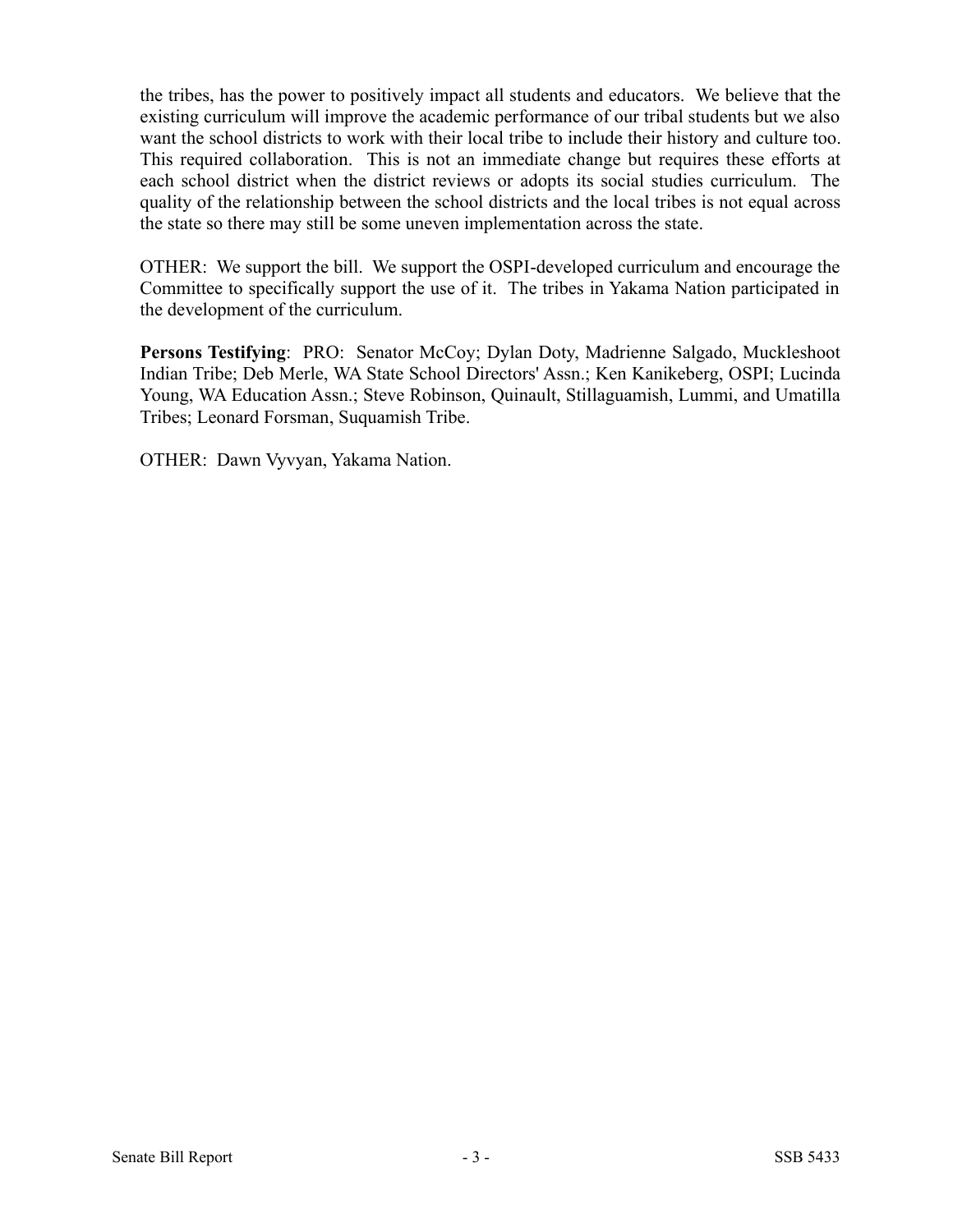the tribes, has the power to positively impact all students and educators. We believe that the existing curriculum will improve the academic performance of our tribal students but we also want the school districts to work with their local tribe to include their history and culture too. This required collaboration. This is not an immediate change but requires these efforts at each school district when the district reviews or adopts its social studies curriculum. The quality of the relationship between the school districts and the local tribes is not equal across the state so there may still be some uneven implementation across the state.

OTHER: We support the bill. We support the OSPI-developed curriculum and encourage the Committee to specifically support the use of it. The tribes in Yakama Nation participated in the development of the curriculum.

**Persons Testifying**: PRO: Senator McCoy; Dylan Doty, Madrienne Salgado, Muckleshoot Indian Tribe; Deb Merle, WA State School Directors' Assn.; Ken Kanikeberg, OSPI; Lucinda Young, WA Education Assn.; Steve Robinson, Quinault, Stillaguamish, Lummi, and Umatilla Tribes; Leonard Forsman, Suquamish Tribe.

OTHER: Dawn Vyvyan, Yakama Nation.